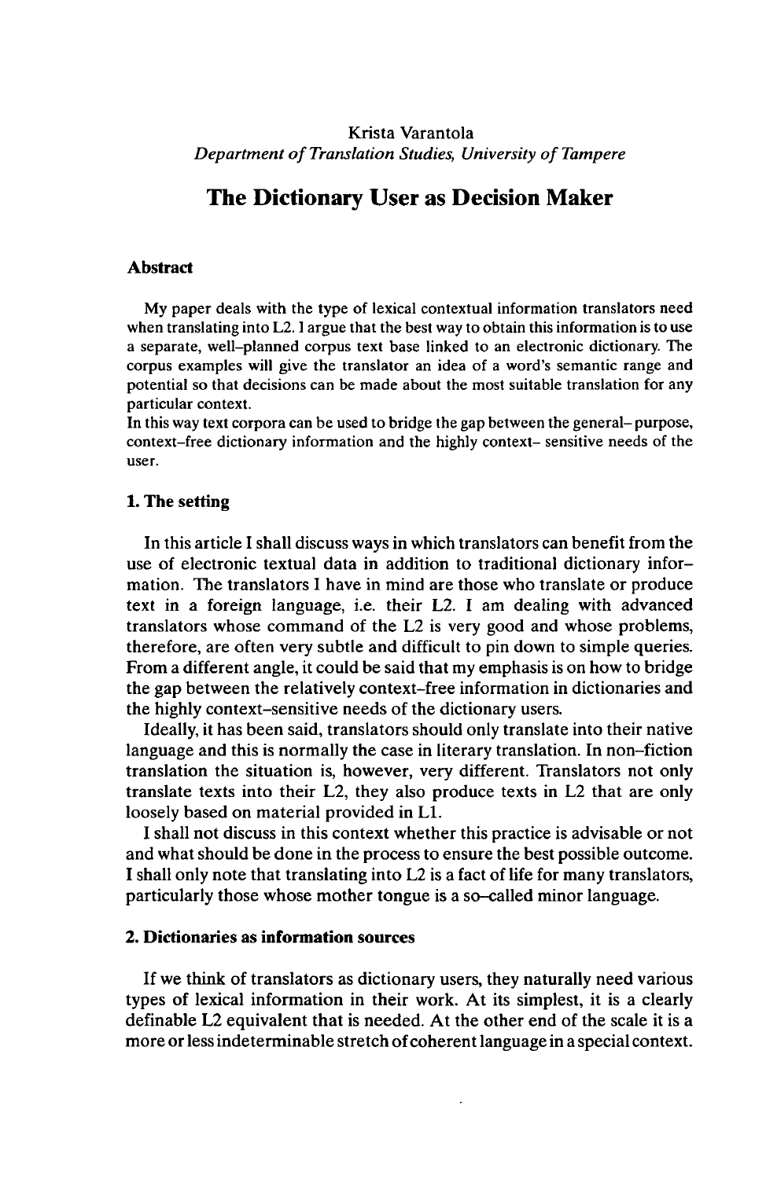Krista Varantola

*Department of Translation Studies, University of Tampere*

# The Dictionary User as Decision Maker

## Abstract

My paper deals with the type of lexical contextual information translators need when translating into L2. I argue that the best way to obtain this information is to use a separate, well-planned corpus text base linked to an electronic dictionary. The corpus examples will give the translator an idea of a word's semantic range and potential so that decisions can be made about the most suitable translation for any particular context.

In this way text corpora can be used to bridge the gap between the general-purpose, context-free dictionary information and the highly context-sensitive needs of the user.

## 1. The setting

In this article I shall discuss ways in which translators can benefit from the use of electronic textual data in addition to traditional dictionary information. The translators I have in mind are those who translate or produce text in a foreign language, i.e. their L2. I am dealing with advanced translators whose command of the L2 is very good and whose problems, therefore, are often very subtle and difficult to pin down to simple queries. From a different angle, it could be said that my emphasis is on how to bridge the gap between the relatively context-free information in dictionaries and the highly context-sensitive needs of the dictionary users.

Ideally, it has been said, translators should only translate into their native language and this is normally the case in literary translation. In non-fiction translation the situation is, however, very different. Translators not only translate texts into their L2, they also produce texts in L2 that are only loosely based on material provided in L1.

I shall not discuss in this context whether this practice is advisable or not and what should be done in the process to ensure the best possible outcome. I shall only note that translating into L2 is a fact of life for many translators, particularly those whose mother tongue is a so-called minor language.

## 2. Dictionaries as information sources

If we think of translators as dictionary users, they naturally need various types of lexical information in their work. At its simplest, it is a clearly definable L2 equivalent that is needed. At the other end of the scale it is a more or less indeterminable stretch of coherent language in a special context.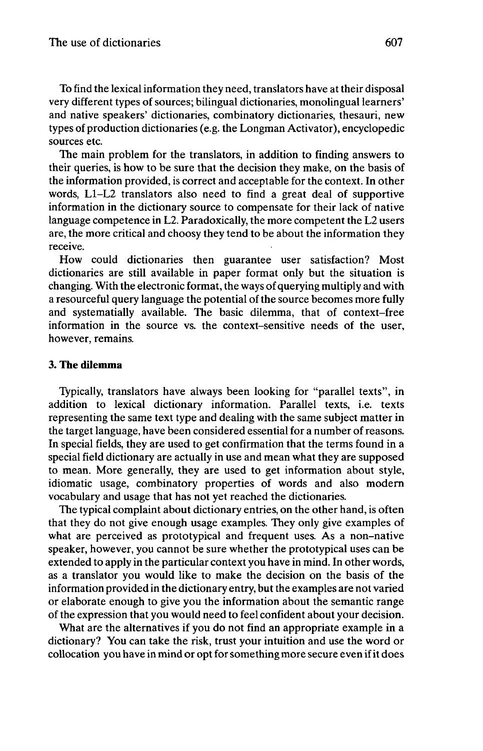To find the lexical information they need, translators have at their disposal very different types of sources; bilingual dictionaries, monolingual learners' and native speakers' dictionaries, combinatory dictionaries, thesauri, new types of production dictionaries (e.g. the Longman Activator), encyclopedic sources etc.

The main problem for the translators, in addition to finding answers to their queries, is how to be sure that the decision they make, on the basis of the information provided, is correct and acceptable for the context. In other words, L1–L2 translators also need to find a great deal of supportive information in the dictionary source to compensate for their lack of native language competence in L2. Paradoxically, the more competent the L2 users are, the more critical and choosy they tend to be about the information they receive.

How could dictionaries then guarantee user satisfaction? Most dictionaries are still available in paper format only but the situation is changing. With the electronic format, the ways of querying multiply and with a resourceful query language the potential of the source becomes more fully and systematially available. The basic dilemma, that of context–free information in the source vs. the context–sensitive needs of the user, however, remains.

## 3. The dilemma

Typically, translators have always been looking for "parallel texts", in addition to lexical dictionary information. Parallel texts, i.e. texts representing the same text type and dealing with the same subject matter in the target language, have been considered essential for a number of reasons. In special fields, they are used to get confirmation that the terms found in a special field dictionary are actually in use and mean what they are supposed to mean. More generally, they are used to get information about style, idiomatic usage, combinatory properties of words and also modern vocabulary and usage that has not yet reached the dictionaries.

The typical complaint about dictionary entries, on the other hand, is often that they do not give enough usage examples. They only give examples of what are perceived as prototypical and frequent uses. As a non–native speaker, however, you cannot be sure whether the prototypical uses can be extended to apply in the particular context you have in mind. In other words, as a translator you would like to make the decision on the basis of the information provided in the dictionary entry, but the examples are not varied or elaborate enough to give you the information about the semantic range of the expression that you would need to feel confident about your decision.

What are the alternatives if you do not find an appropriate example in a dictionary? You can take the risk, trust your intuition and use the word or collocation you have in mind or opt for something more secure even if it does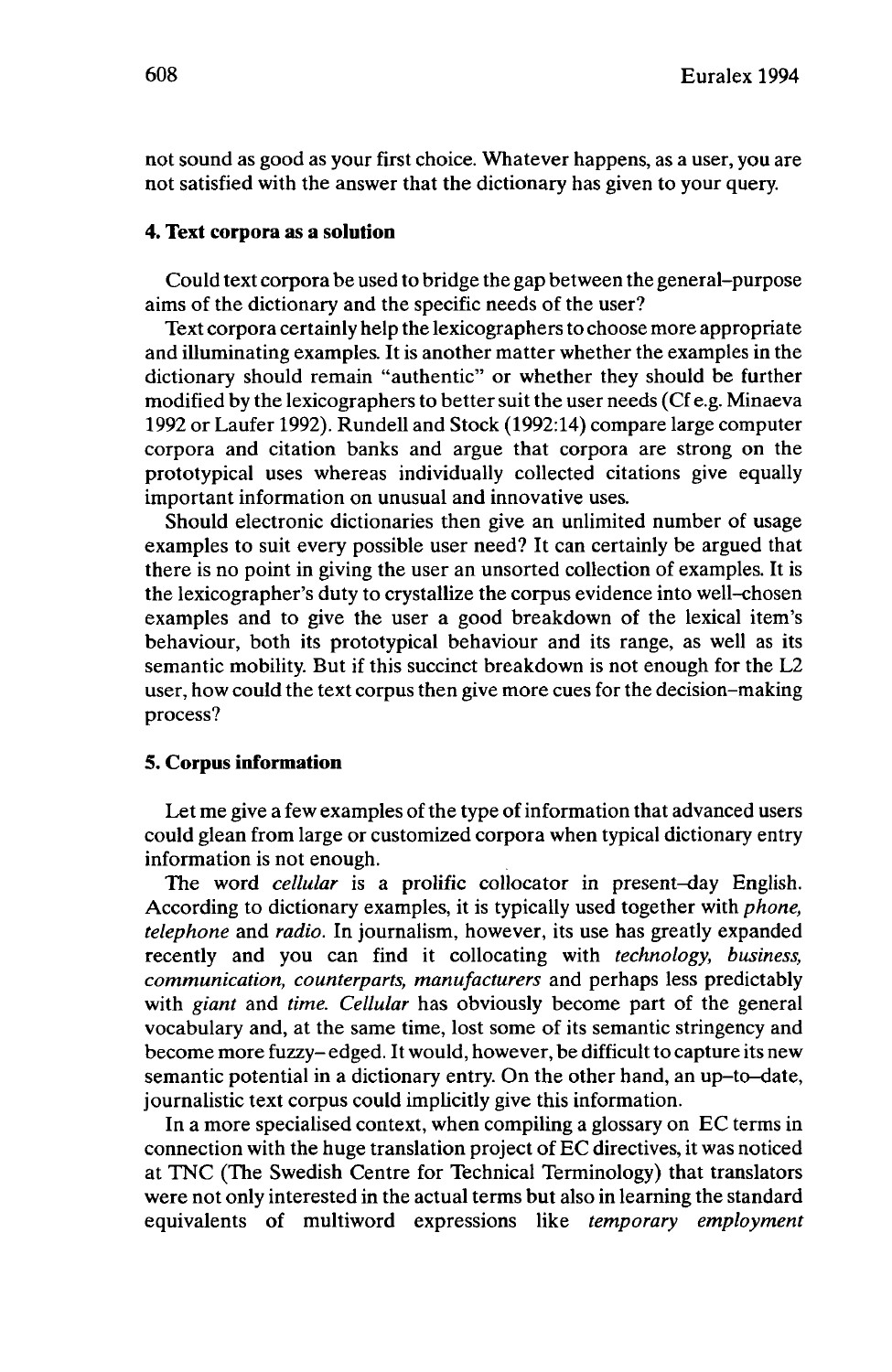not sound as good as your first choice. Whatever happens, as a user, you are not satisfied with the answer that the dictionary has given to your query.

## 4. Text corpora as a solution

Could text corpora be used to bridge the gap between the general–purpose aims of the dictionary and the specific needs of the user?

Text corpora certainly help the lexicographers to choose more appropriate and illuminating examples. It is another matter whether the examples in the dictionary should remain "authentic" or whether they should be further modified by the lexicographers to better suit the user needs (Cf e.g. Minaeva 1992 or Laufer 1992). Rundell and Stock (1992:14) compare large computer corpora and citation banks and argue that corpora are strong on the prototypical uses whereas individually collected citations give equally important information on unusual and innovative uses.

Should electronic dictionaries then give an unlimited number of usage examples to suit every possible user need? It can certainly be argued that there is no point in giving the user an unsorted collection of examples. It is the lexicographer's duty to crystallize the corpus evidence into well–chosen examples and to give the user a good breakdown of the lexical item's behaviour, both its prototypical behaviour and its range, as well as its semantic mobility. But if this succinct breakdown is not enough for the L2 user, how could the text corpus then give more cues for the decision–making process?

## 5. Corpus information

Let me give a few examples of the type of information that advanced users could glean from large or customized corpora when typical dictionary entry information is not enough.

The word *cellular* is a prolific collocator in present–day English. According to dictionary examples, it is typically used together with *phone, telephone* and *radio*. In journalism, however, its use has greatly expanded recently and you can find it collocating with *technology, business, communication, counterparts, manufacturers* and perhaps less predictably with *giant* and *time*. *Cellular* has obviously become part of the general vocabulary and, at the same time, lost some of its semantic stringency and become more fuzzy– edged. It would, however, be difficult to capture its new semantic potential in a dictionary entry. On the other hand, an up–to–date, journalistic text corpus could implicitly give this information.

In a more specialised context, when compiling a glossary on EC terms in connection with the huge translation project of EC directives, it was noticed at TNC (The Swedish Centre for Technical Terminology) that translators were not only interested in the actual terms but also in learning the standard equivalents of multiword expressions like *temporary employment*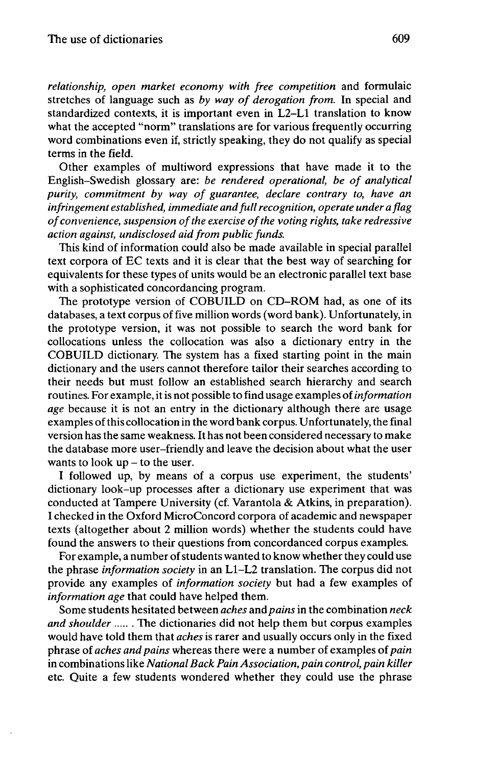*relationship, open market economy with free competition* and formulaic stretches of language such as *by way of derogation from.* In special and standardized contexts, it is important even in L2–L1 translation to know what the accepted "norm" translations are for various frequently occurring word combinations even if, strictly speaking, they do not qualify as special terms in the field.

Other examples of multiword expressions that have made it to the English–Swedish glossary are: *be rendered operational, be of analytical purity, commitment by way of guarantee, declare contrary to, have an infringement established, immediate and full recognition, operate under a flag of convenience, suspension of the exercise of the voting rights, take redressive action against, undisclosed aid from public funds.*

This kind of information could also be made available in special parallel text corpora of EC texts and it is clear that the best way of searching for equivalents for these types of units would be an electronic parallel text base with a sophisticated concordancing program.

The prototype version of COBUILD on CD–ROM had, as one of its databases, a text corpus of five million words (word bank). Unfortunately, in the prototype version, it was not possible to search the word bank for collocations unless the collocation was also a dictionary entry in the COBUILD dictionary. The system has a fixed starting point in the main dictionary and the users cannot therefore tailor their searches according to their needs but must follow an established search hierarchy and search routines. For example, it is not possible to find usage examples of *information age* because it is not an entry in the dictionary although there are usage examples of this collocation in the word bank corpus. Unfortunately, the final version has the same weakness. It has not been considered necessary to make the database more user–friendly and leave the decision about what the user wants to look up – to the user.

I followed up, by means of a corpus use experiment, the students' dictionary look–up processes after a dictionary use experiment that was conducted at Tampere University (cf. Varantola & Atkins, in preparation). I checked in the Oxford MicroConcord corpora of academic and newspaper texts (altogether about 2 million words) whether the students could have found the answers to their questions from concordanced corpus examples.

For example, a number of students wanted to know whether they could use the phrase *information society* in an L1–L2 translation. The corpus did not provide any examples of *information society* but had a few examples of *information age* that could have helped them.

Some students hesitated between *aches* and *pains* in the combination *neck and shoulder* ..... . The dictionaries did not help them but corpus examples would have told them that *aches* is rarer and usually occurs only in the fixed phrase of *aches and pains* whereas there were a number of examples of *pain* in combinations like *National Back Pain Association, pain control, pain killer* etc. Quite a few students wondered whether they could use the phrase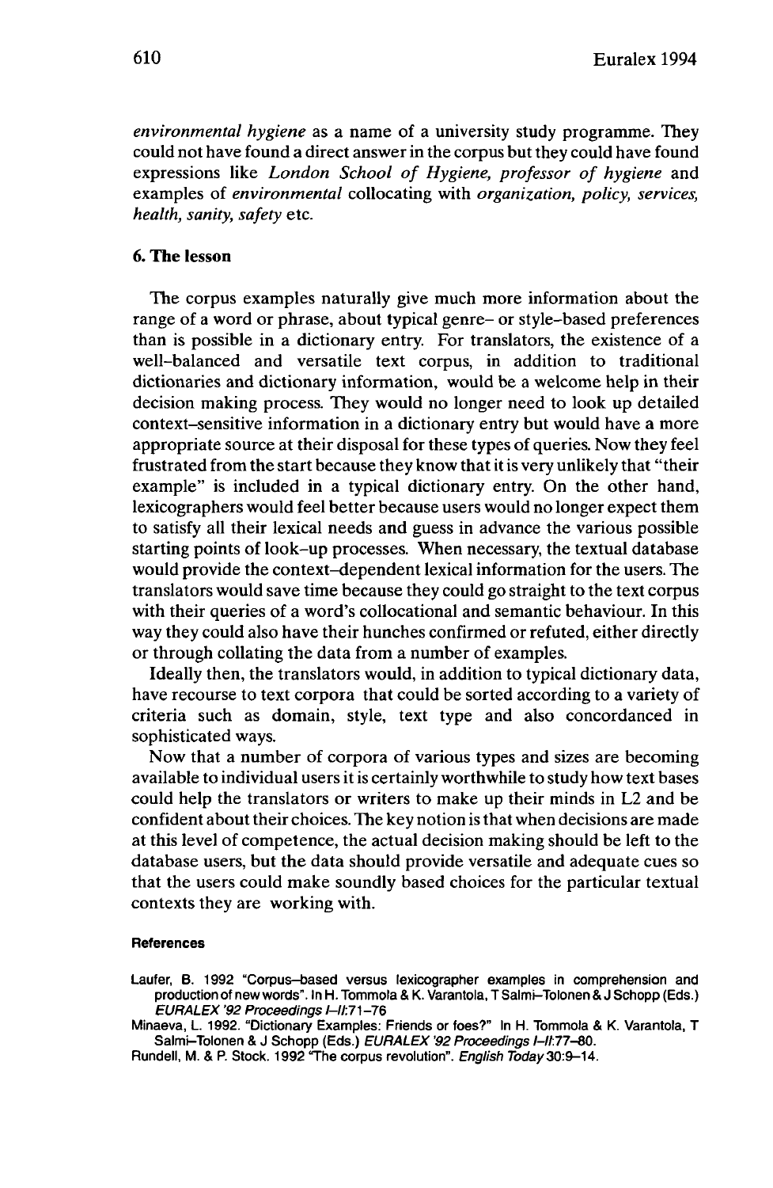*environmental hygiene* as a name of a university study programme. They could not have found a direct answer in the corpus but they could have found expressions like *London School of Hygiene, professor of hygiene* and examples of *environmental* collocating with *organization, policy, services, health, sanity, safety* etc.

## 6. The lesson

The corpus examples naturally give much more information about the range of a word or phrase, about typical genre– or style–based preferences than is possible in a dictionary entry. For translators, the existence of a well–balanced and versatile text corpus, in addition to traditional dictionaries and dictionary information, would be a welcome help in their decision making process. They would no longer need to look up detailed context–sensitive information in a dictionary entry but would have a more appropriate source at their disposal for these types of queries. Now they feel frustrated from the start because they know that it is very unlikely that "their example" is included in a typical dictionary entry. On the other hand, lexicographers would feel better because users would no longer expect them to satisfy all their lexical needs and guess in advance the various possible starting points of look–up processes. When necessary, the textual database would provide the context–dependent lexical information for the users. The translators would save time because they could go straight to the text corpus with their queries of a word's collocational and semantic behaviour. In this way they could also have their hunches confirmed or refuted, either directly or through collating the data from a number of examples.

Ideally then, the translators would, in addition to typical dictionary data, have recourse to text corpora that could be sorted according to a variety of criteria such as domain, style, text type and also concordanced in sophisticated ways.

Now that a number of corpora of various types and sizes are becoming available to individual users it is certainly worthwhile to study how text bases could help the translators or writers to make up their minds in L2 and be confident about their choices. The key notion is that when decisions are made at this level of competence, the actual decision making should be left to the database users, but the data should provide versatile and adequate cues so that the users could make soundly based choices for the particular textual contexts they are working with.

#### References

Laufer, B. 1992 "Corpus–based versus lexicographer examples in comprehension and production of new words". In H. Tommola & K. Varantola, T Salmi–Tolonen & J Schopp (Eds.) *EURALEX '92 Proceedings I–II*:71–76

Minaeva, L. 1992. "Dictionary Examples: Friends or foes?" In H. Tommola & K. Varantola, T Salmi–Tolonen & J Schopp (Eds.) *EURALEX '92 Proceedings I–II*:77–80.

Rundell, M. & P. Stock. 1992 "The corpus revolution". *English Today* 30:9–14.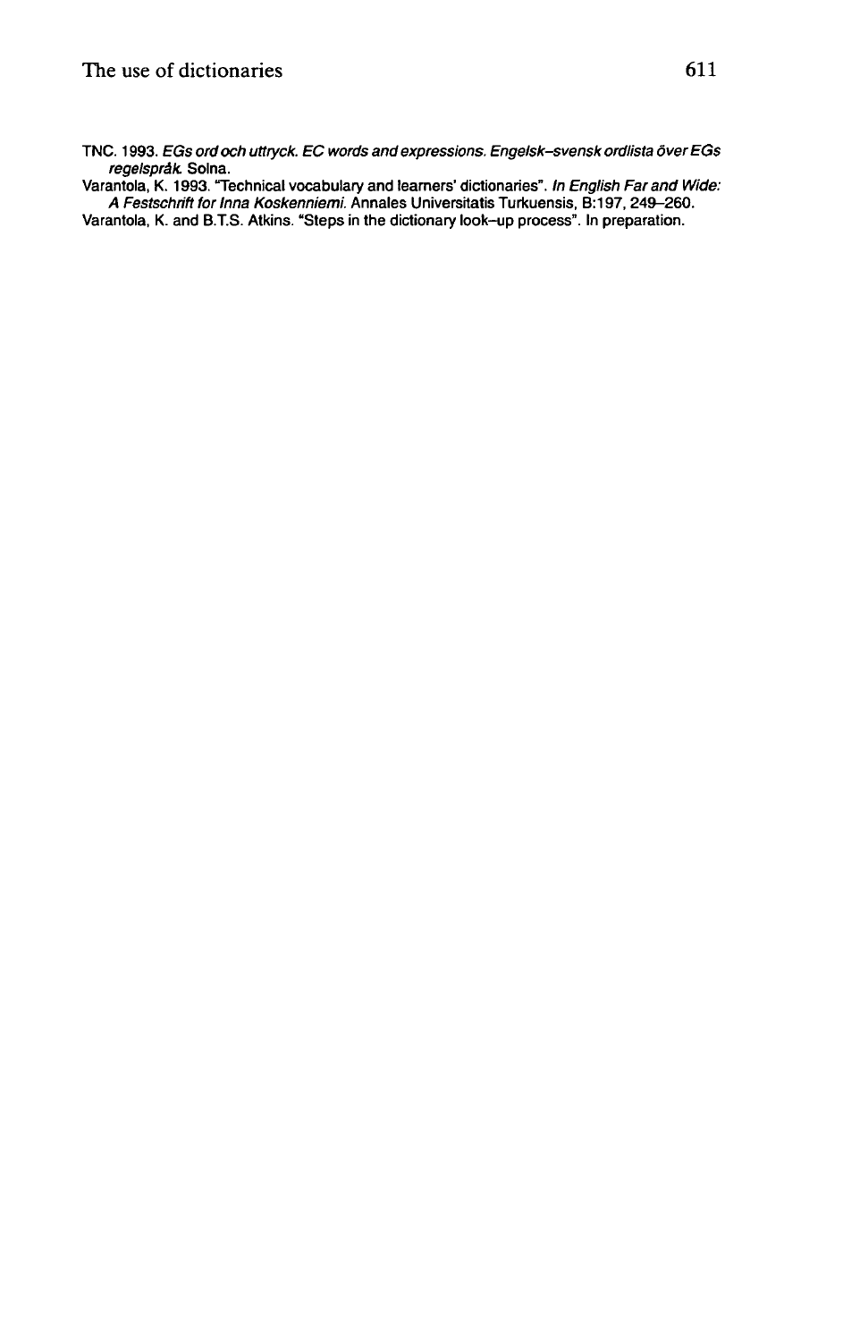TNC. 1993. *EGs ord och uttryck. EC words and expressions. Engelsk–svensk ordlista över EGs regelspråk.* Solna.

Varantola, K. 1993. "Technical vocabulary and learners' dictionaries". *In English Far and Wide: A Festschrift for Inna Koskenniemi.* Annales Universitatis Turkuensis, B:197, 249–260.

Varantola, K. and B.T.S. Atkins. "Steps in the dictionary look–up process". In preparation.